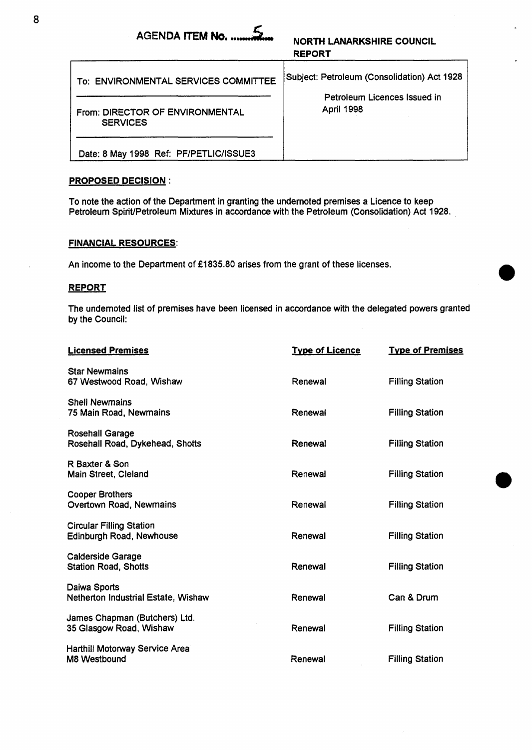**AGENDA ITEM No. 5**

**NORTH LANARKSHIRE COUNCIL REPORT**

| | |
|---|---|
| To: ENVIRONMENTAL SERVICES COMMITTEE | Subject: Petroleum (Consolidation) Act 1928 |
| From: DIRECTOR OF ENVIRONMENTAL SERVICES | Petroleum Licences Issued in April 1998 |
| Date: 8 May 1998 Ref: PF/PETLIC/ISSUE3 | |

**PROPOSED DECISION** :

To note the action of the Department in granting the undernoted premises a Licence to keep Petroleum Spirit/Petroleum Mixtures in accordance with the Petroleum (Consolidation) Act 1928.

**FINANCIAL RESOURCES**:

An income to the Department of £1835.80 arises from the grant of these licenses.

**REPORT**

The undernoted list of premises have been licensed in accordance with the delegated powers granted by the Council:

| Licensed Premises | Type of Licence | Type of Premises |
|---|---|---|
| Star Newmains<br>67 Westwood Road, Wishaw | Renewal | Filling Station |
| Shell Newmains<br>75 Main Road, Newmains | Renewal | Filling Station |
| Rosehall Garage<br>Rosehall Road, Dykehead, Shotts | Renewal | Filling Station |
| R Baxter & Son<br>Main Street, Cleland | Renewal | Filling Station |
| Cooper Brothers<br>Overtown Road, Newmains | Renewal | Filling Station |
| Circular Filling Station<br>Edinburgh Road, Newhouse | Renewal | Filling Station |
| Calderside Garage<br>Station Road, Shotts | Renewal | Filling Station |
| Daiwa Sports<br>Netherton Industrial Estate, Wishaw | Renewal | Can & Drum |
| James Chapman (Butchers) Ltd.<br>35 Glasgow Road, Wishaw | Renewal | Filling Station |
| Harthill Motorway Service Area<br>M8 Westbound | Renewal | Filling Station |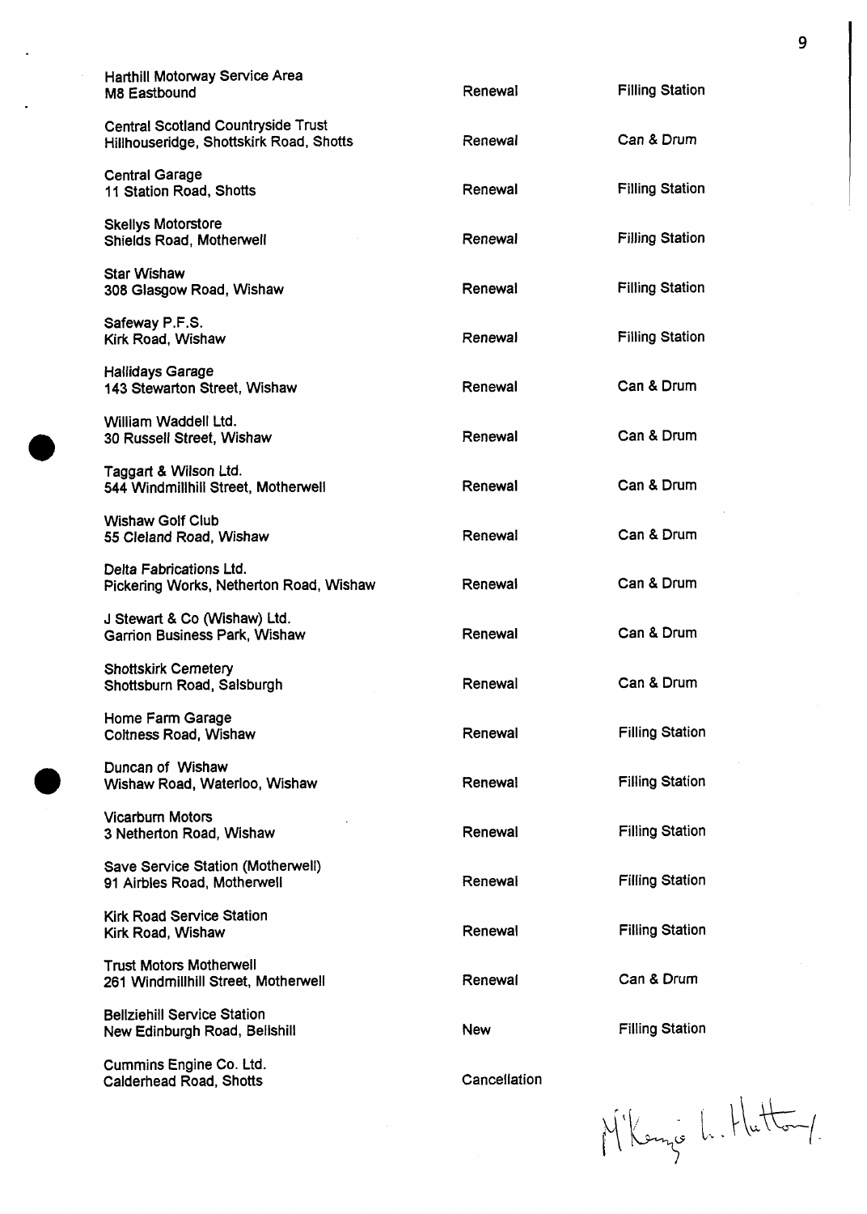| | | |
|---|---|---|
| Harthill Motorway Service Area<br>M8 Eastbound | Renewal | Filling Station |
| Central Scotland Countryside Trust<br>Hillhouseridge, Shottskirk Road, Shotts | Renewal | Can & Drum |
| Central Garage<br>11 Station Road, Shotts | Renewal | Filling Station |
| Skellys Motorstore<br>Shields Road, Motherwell | Renewal | Filling Station |
| Star Wishaw<br>308 Glasgow Road, Wishaw | Renewal | Filling Station |
| Safeway P.F.S.<br>Kirk Road, Wishaw | Renewal | Filling Station |
| Hallidays Garage<br>143 Stewarton Street, Wishaw | Renewal | Can & Drum |
| William Waddell Ltd.<br>30 Russell Street, Wishaw | Renewal | Can & Drum |
| Taggart & Wilson Ltd.<br>544 Windmillhill Street, Motherwell | Renewal | Can & Drum |
| Wishaw Golf Club<br>55 Cleland Road, Wishaw | Renewal | Can & Drum |
| Delta Fabrications Ltd.<br>Pickering Works, Netherton Road, Wishaw | Renewal | Can & Drum |
| J Stewart & Co (Wishaw) Ltd.<br>Garrion Business Park, Wishaw | Renewal | Can & Drum |
| Shottskirk Cemetery<br>Shottsburn Road, Salsburgh | Renewal | Can & Drum |
| Home Farm Garage<br>Coltness Road, Wishaw | Renewal | Filling Station |
| Duncan of Wishaw<br>Wishaw Road, Waterloo, Wishaw | Renewal | Filling Station |
| Vicarburn Motors<br>3 Netherton Road, Wishaw | Renewal | Filling Station |
| Save Service Station (Motherwell)<br>91 Airbles Road, Motherwell | Renewal | Filling Station |
| Kirk Road Service Station<br>Kirk Road, Wishaw | Renewal | Filling Station |
| Trust Motors Motherwell<br>261 Windmillhill Street, Motherwell | Renewal | Can & Drum |
| Bellziehill Service Station<br>New Edinburgh Road, Bellshill | New | Filling Station |
| Cummins Engine Co. Ltd.<br>Calderhead Road, Shotts | Cancellation | |

M'Kenzie L. Hutton